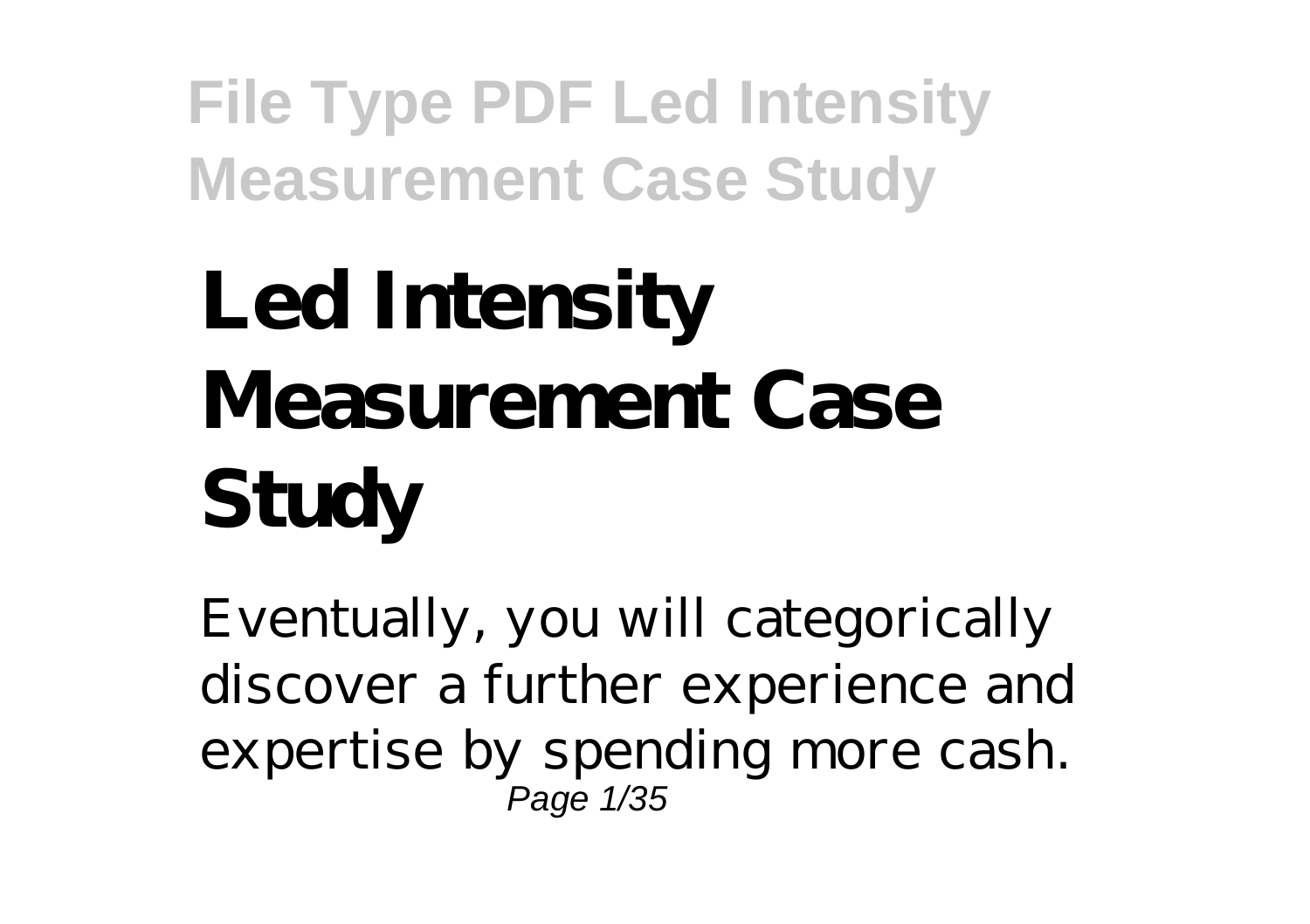# Led Intensity Measurement Case Study

Eventually, you will categorically discover a further experience and expertise by spending more cash.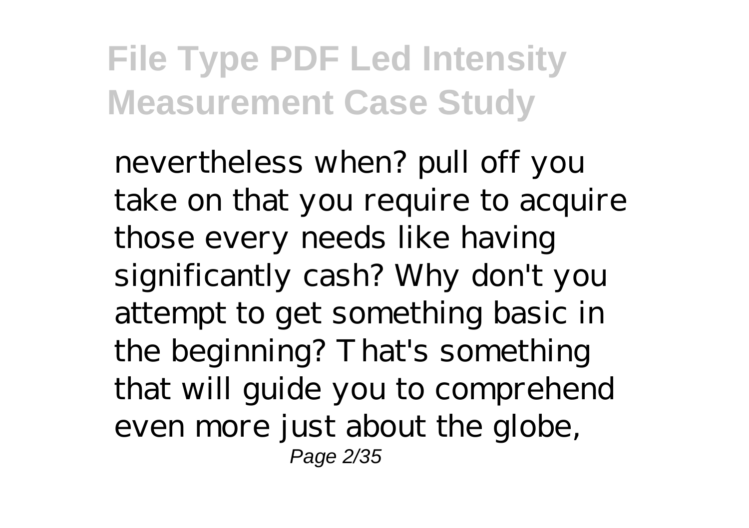nevertheless when? pull off you take on that you require to acquire those every needs like having significantly cash? Why don't you attempt to get something basic in the beginning? That's something that will guide you to comprehend even more just about the globe,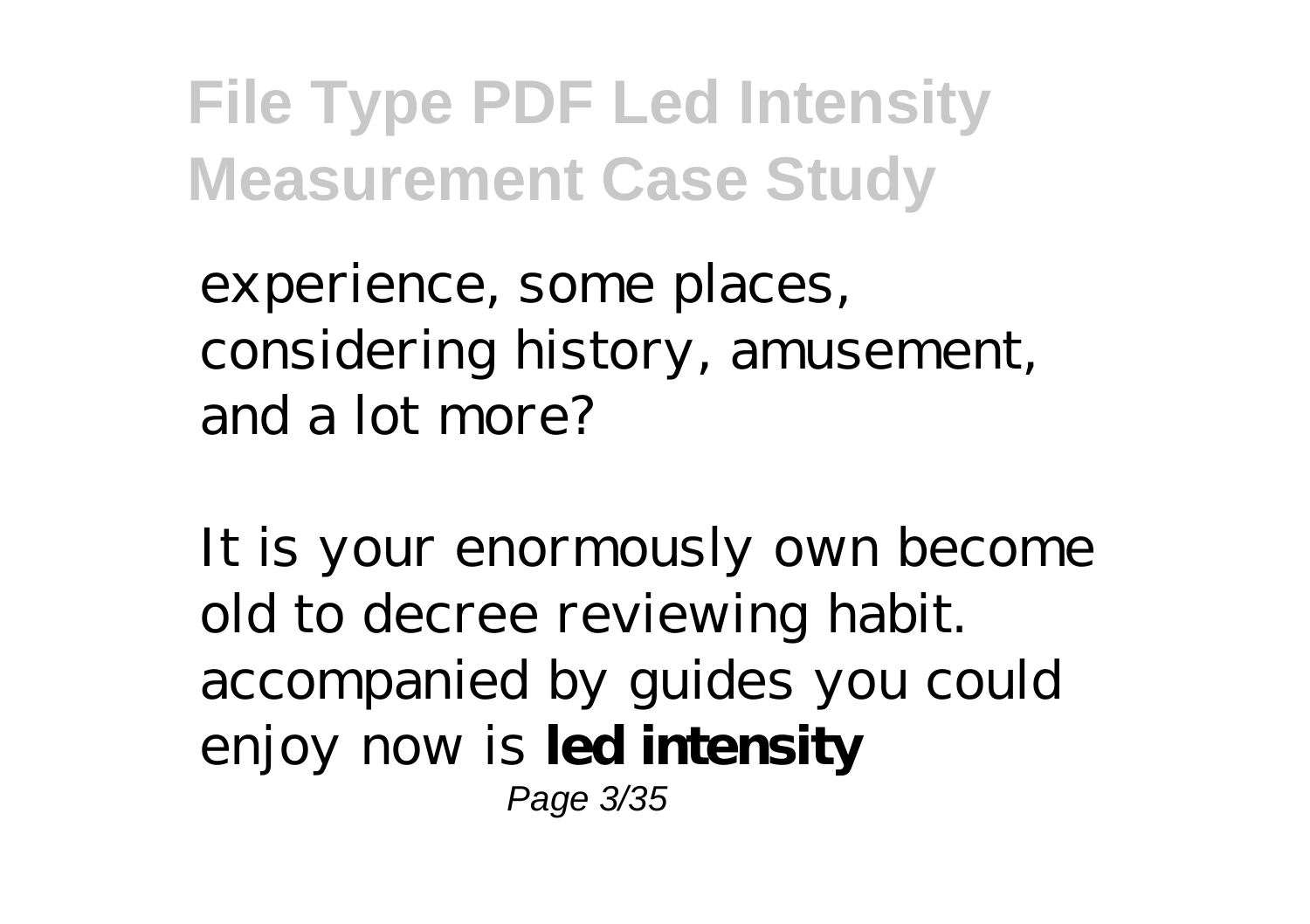experience, some places, considering history, amusement, and a lot more?

It is your enormously own become old to decree reviewing habit. accompanied by guides you could enjoy now is **led intensity**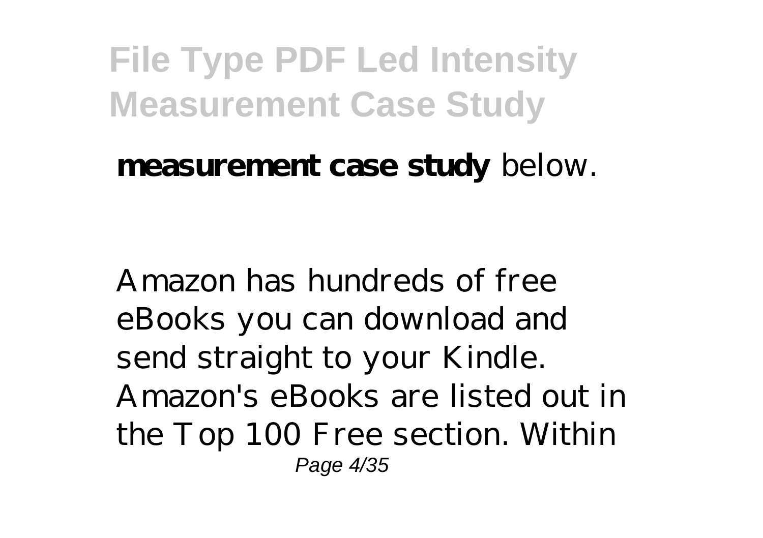**measurement case study** below.

Amazon has hundreds of free eBooks you can download and send straight to your Kindle. Amazon's eBooks are listed out in the Top 100 Free section. Within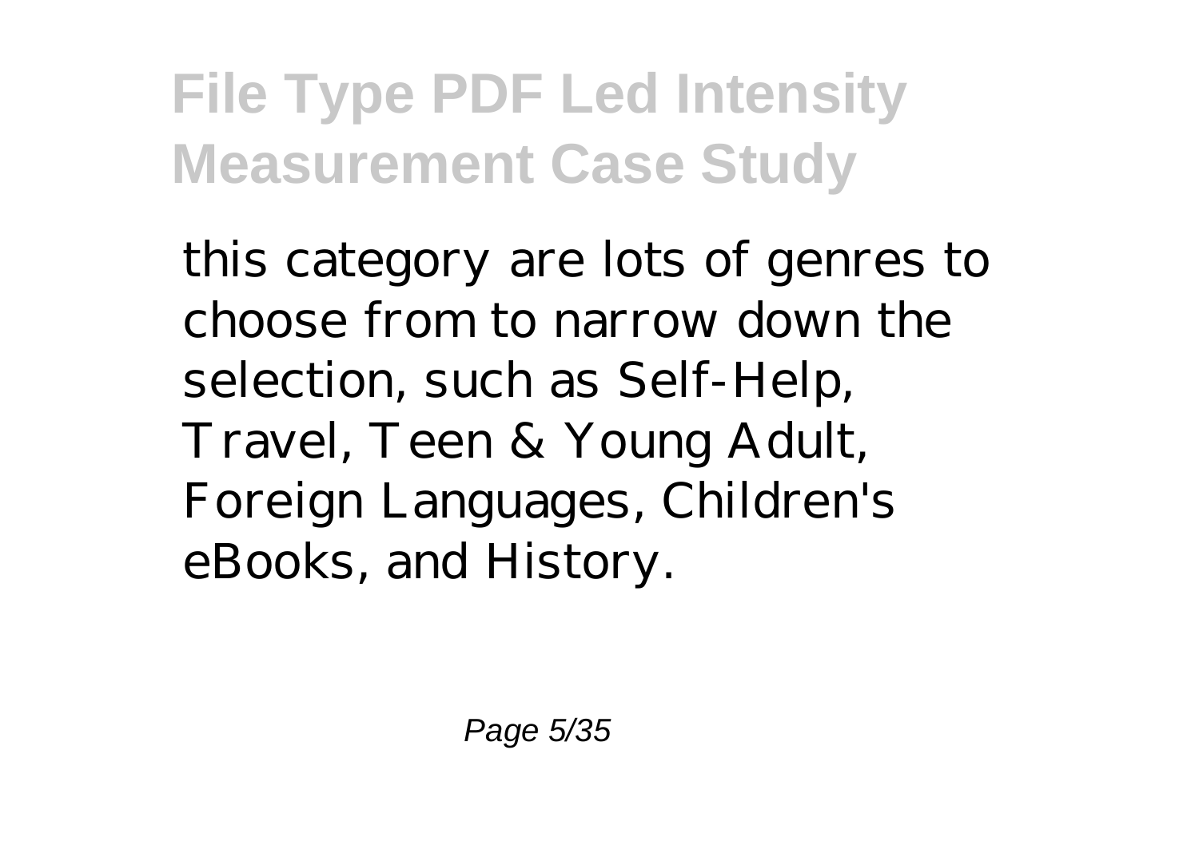this category are lots of genres to choose from to narrow down the selection, such as Self-Help, Travel, Teen & Young Adult, Foreign Languages, Children's eBooks, and History.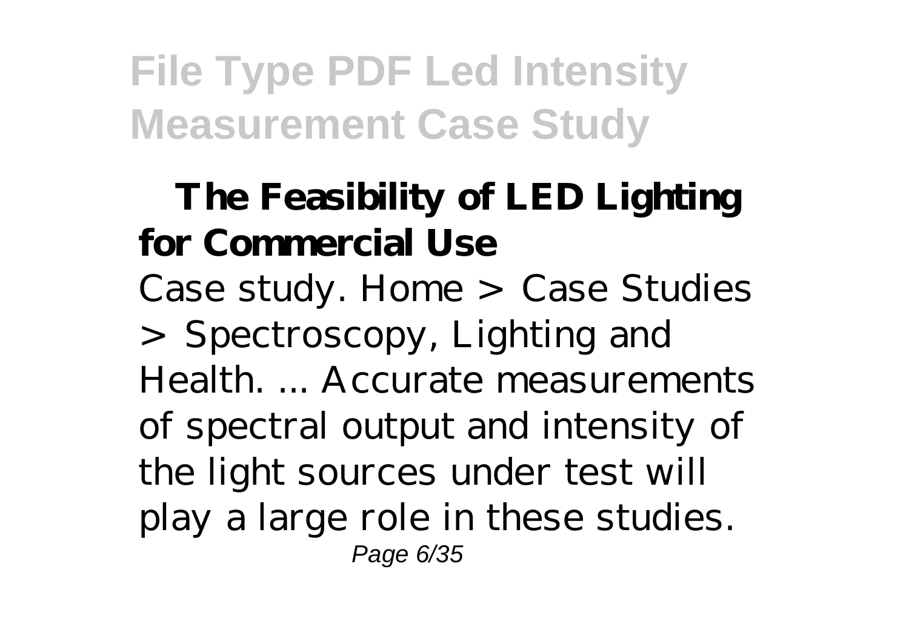### The Feasibility of LED Lighting for Commercial Use

Case study. Home > Case Studies > Spectroscopy, Lighting and Health. ... Accurate measurements of spectral output and intensity of the light sources under test will play a large role in these studies.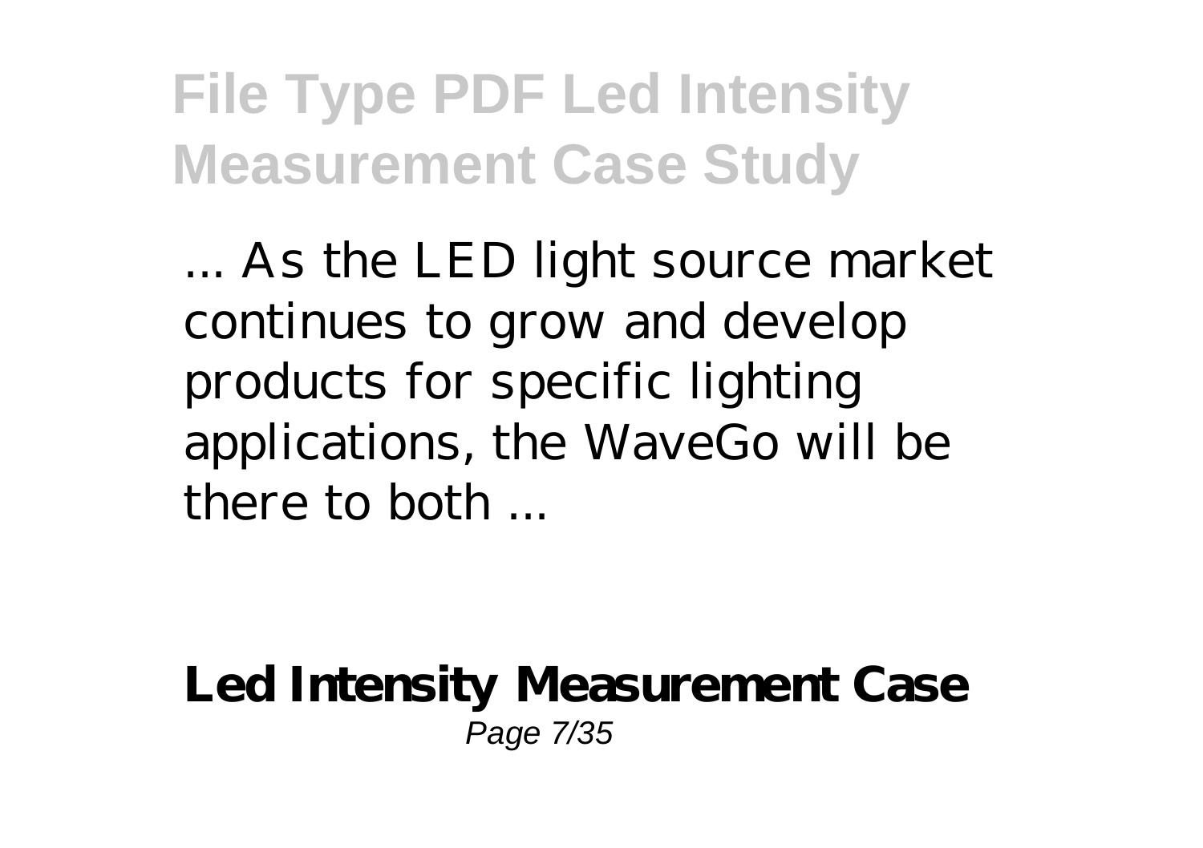... As the LED light source market continues to grow and develop products for specific lighting applications, the WaveGo will be there to both ...

**Led Intensity Measurement Case**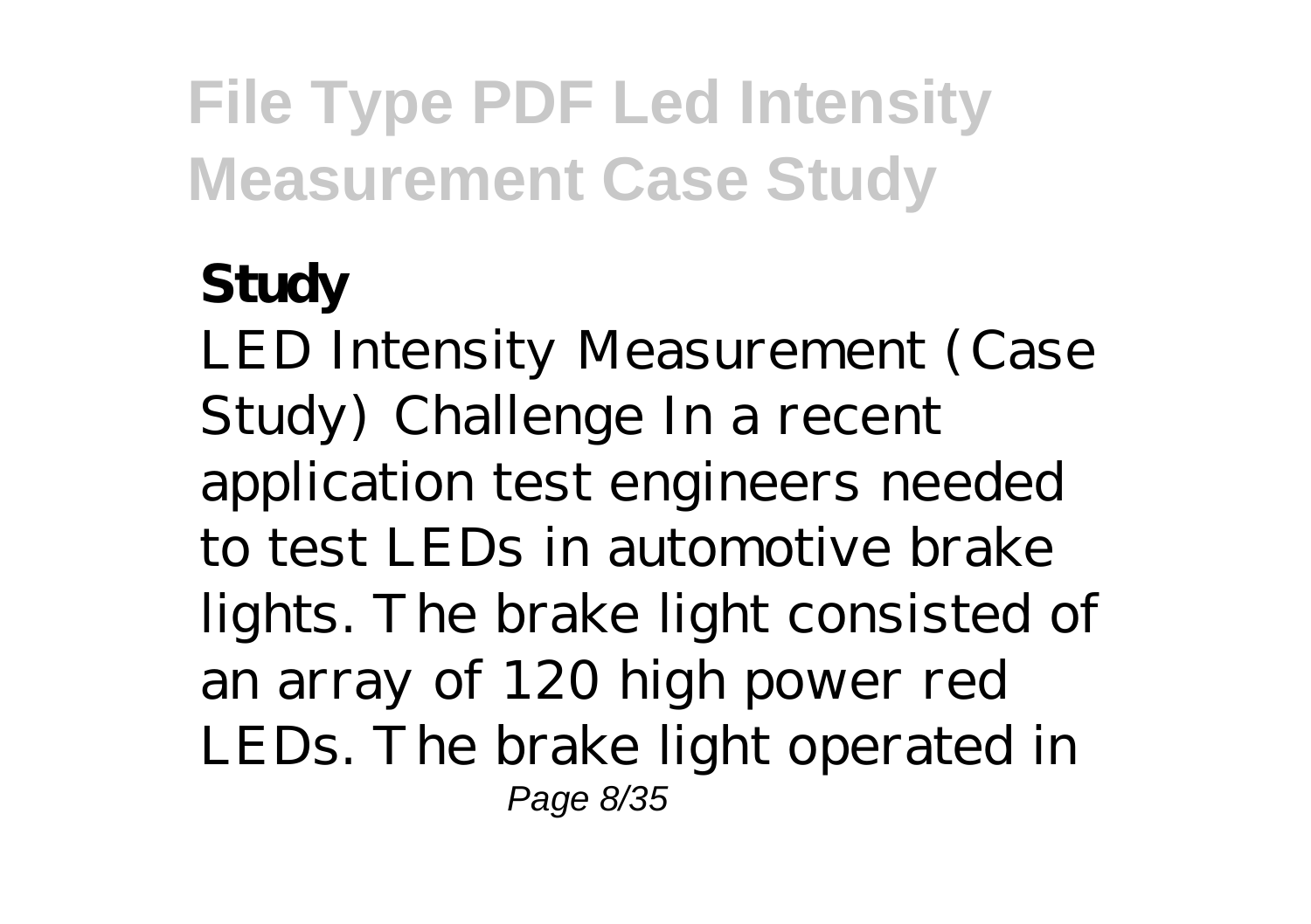**Study**

LED Intensity Measurement (Case Study) Challenge In a recent application test engineers needed to test LEDs in automotive brake lights. The brake light consisted of an array of 120 high power red LEDs. The brake light operated in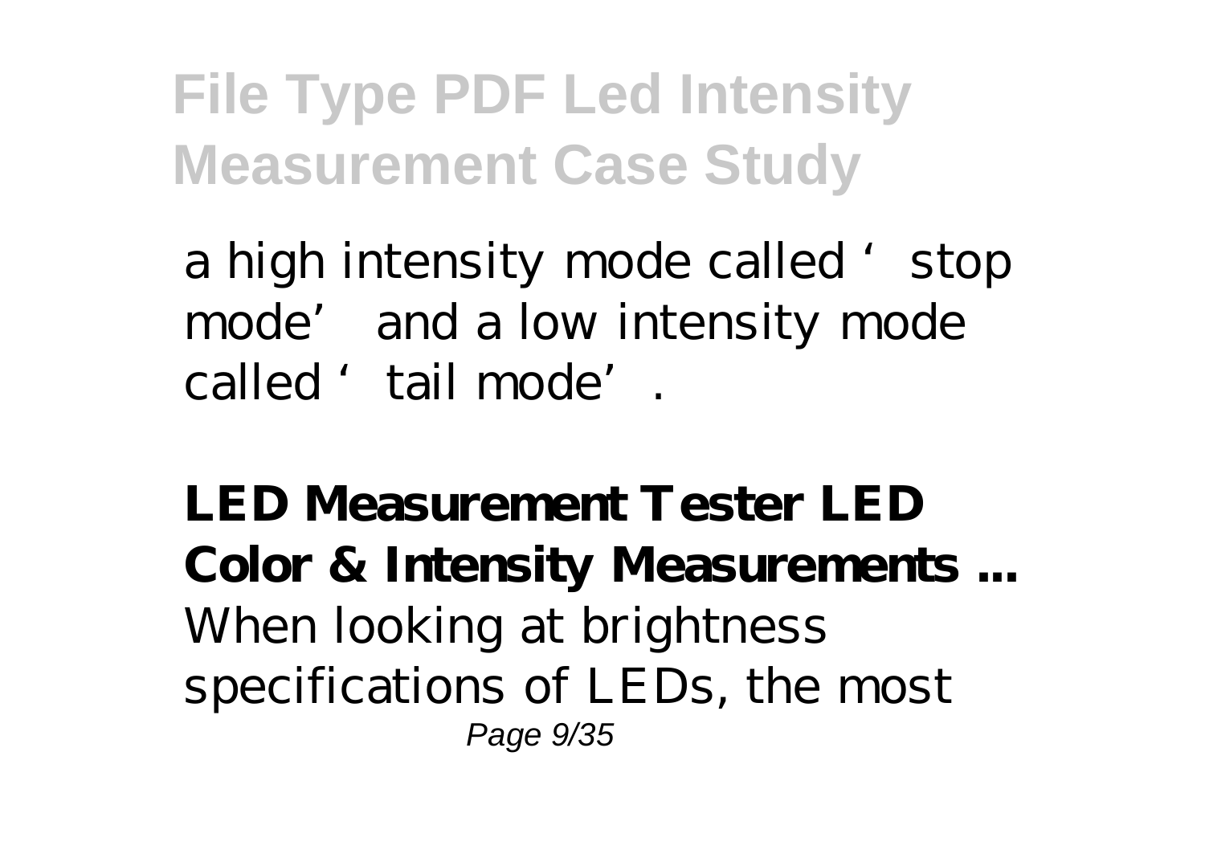a high intensity mode called 'stop mode' and a low intensity mode called 'tail mode'.

**LED Measurement Tester LED Color & Intensity Measurements ...**
When looking at brightness specifications of LEDs, the most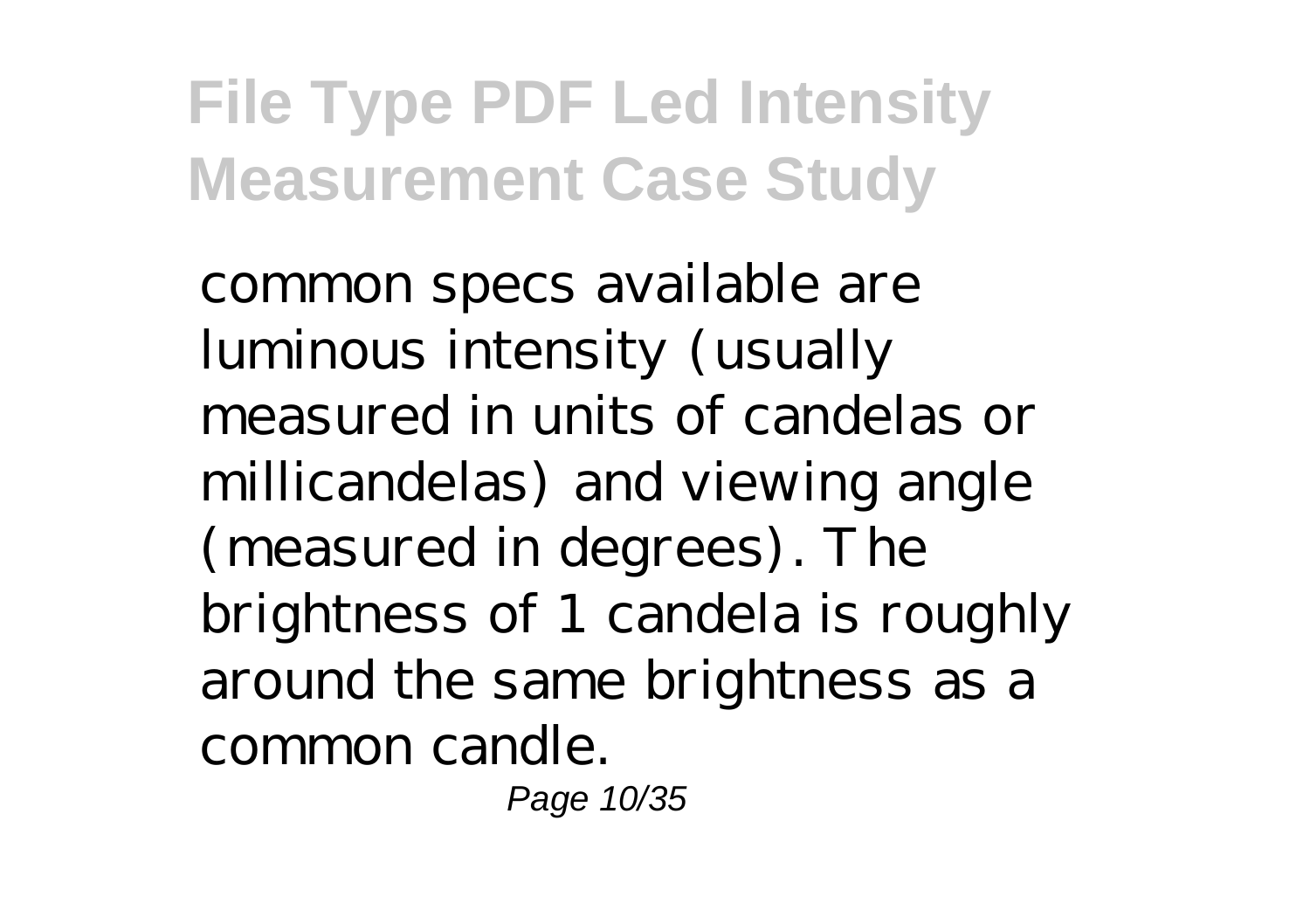common specs available are luminous intensity (usually measured in units of candelas or millicandelas) and viewing angle (measured in degrees). The brightness of 1 candela is roughly around the same brightness as a common candle.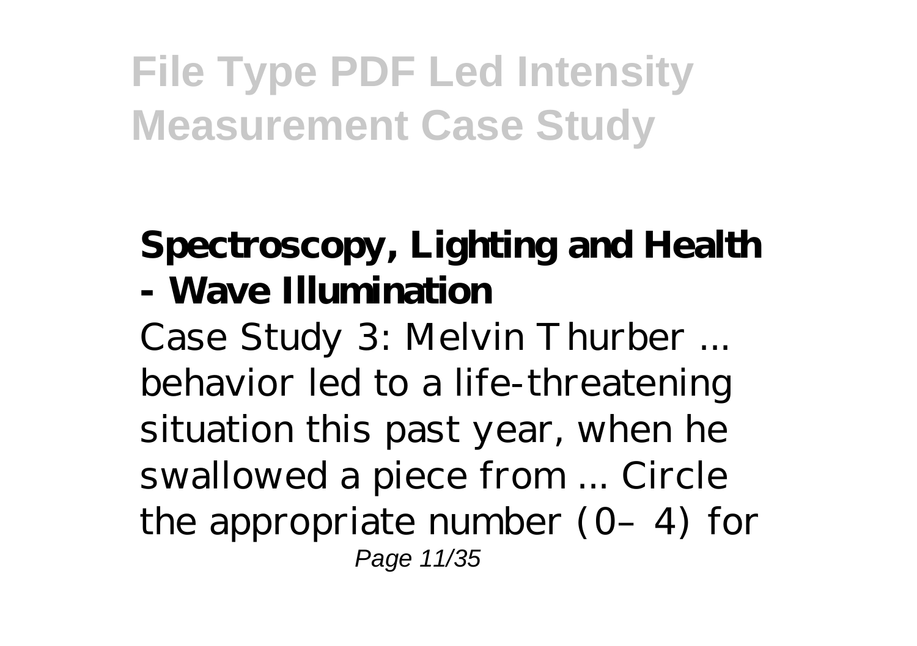**Spectroscopy, Lighting and Health - Wave Illumination**

Case Study 3: Melvin Thurber ... behavior led to a life-threatening situation this past year, when he swallowed a piece from ... Circle the appropriate number (0– 4) for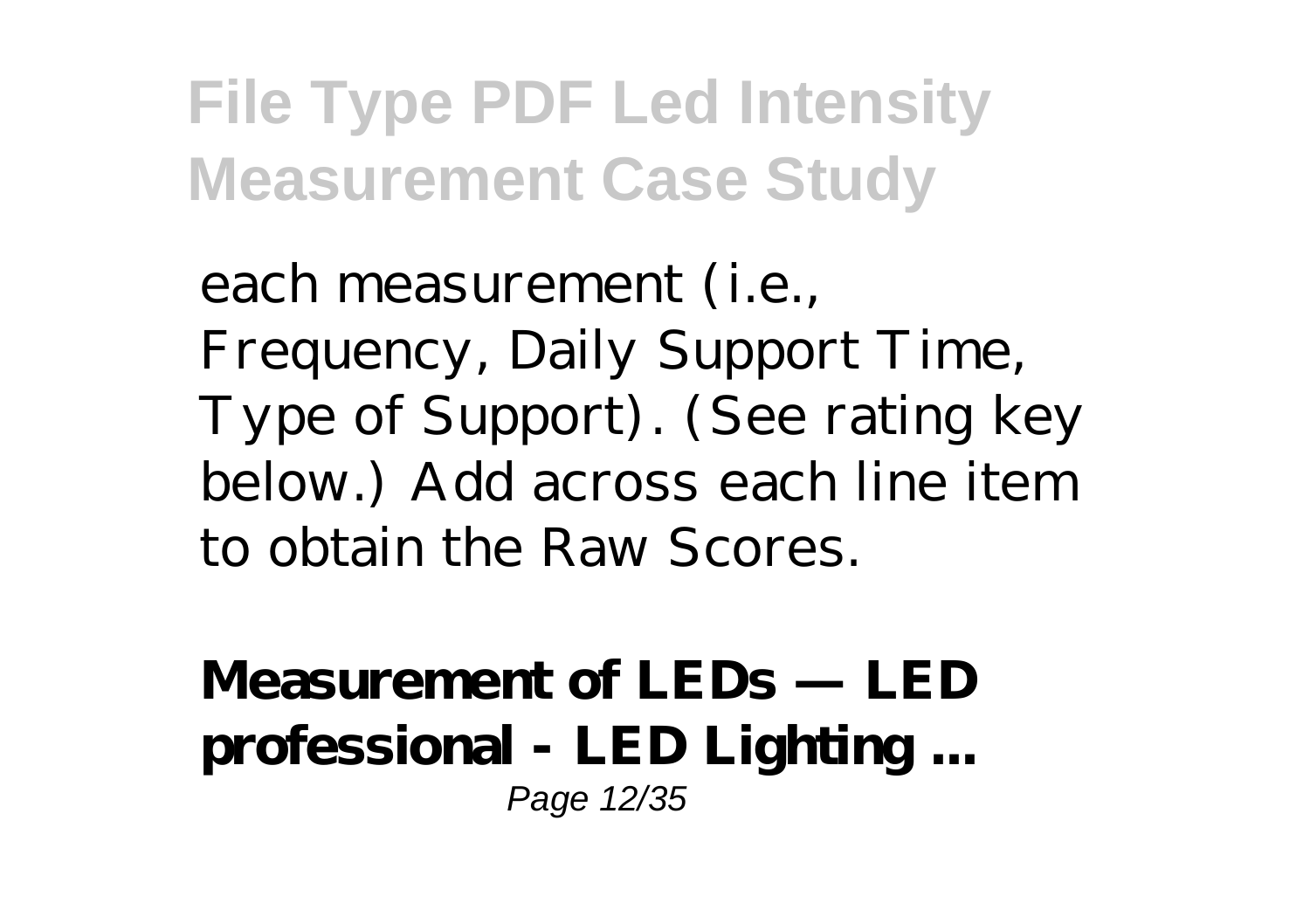each measurement (i.e., Frequency, Daily Support Time, Type of Support). (See rating key below.) Add across each line item to obtain the Raw Scores.

**Measurement of LEDs — LED professional - LED Lighting ...**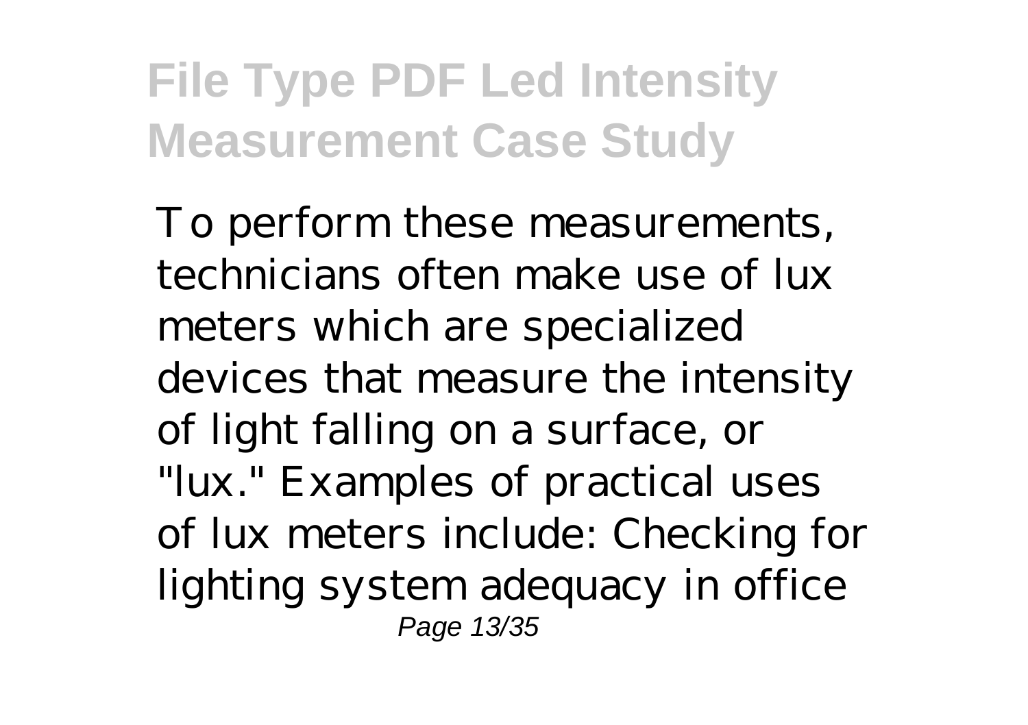To perform these measurements, technicians often make use of lux meters which are specialized devices that measure the intensity of light falling on a surface, or "lux." Examples of practical uses of lux meters include: Checking for lighting system adequacy in office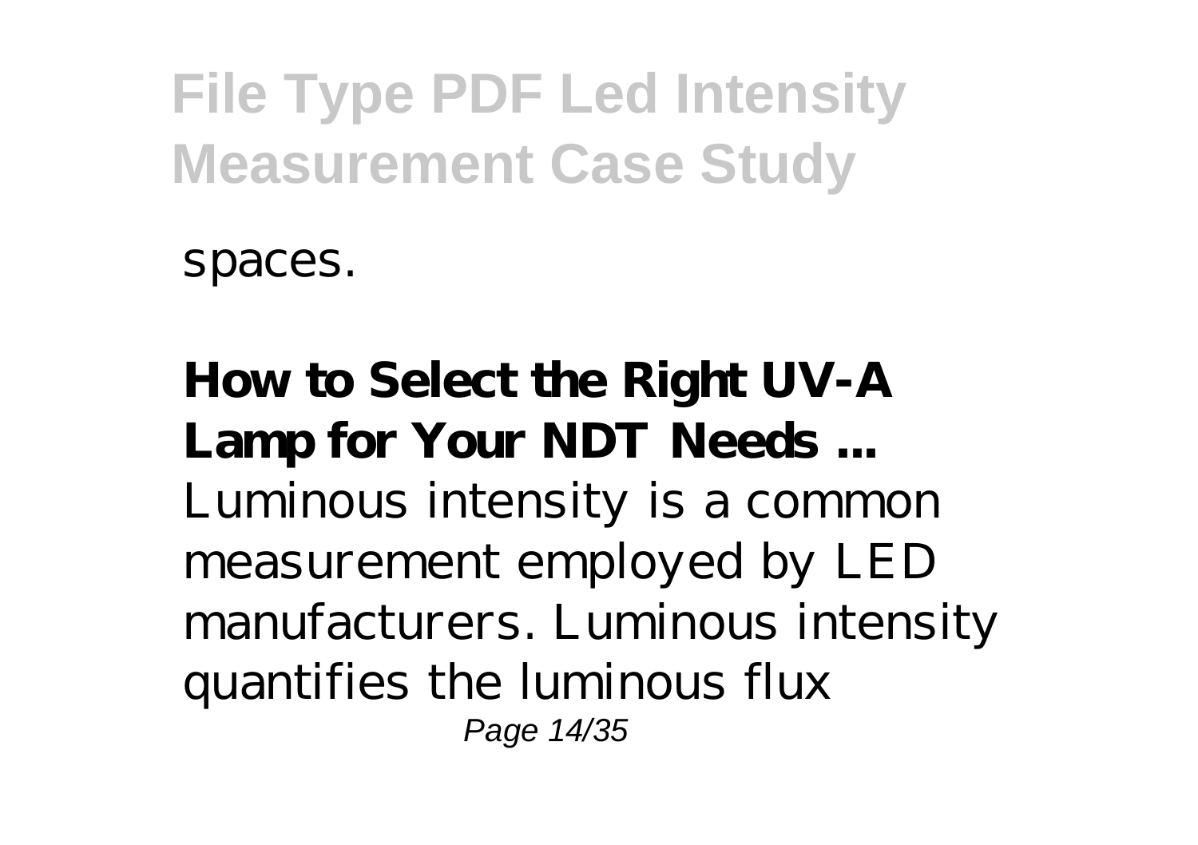spaces.

**How to Select the Right UV-A Lamp for Your NDT Needs ...**
Luminous intensity is a common measurement employed by LED manufacturers. Luminous intensity quantifies the luminous flux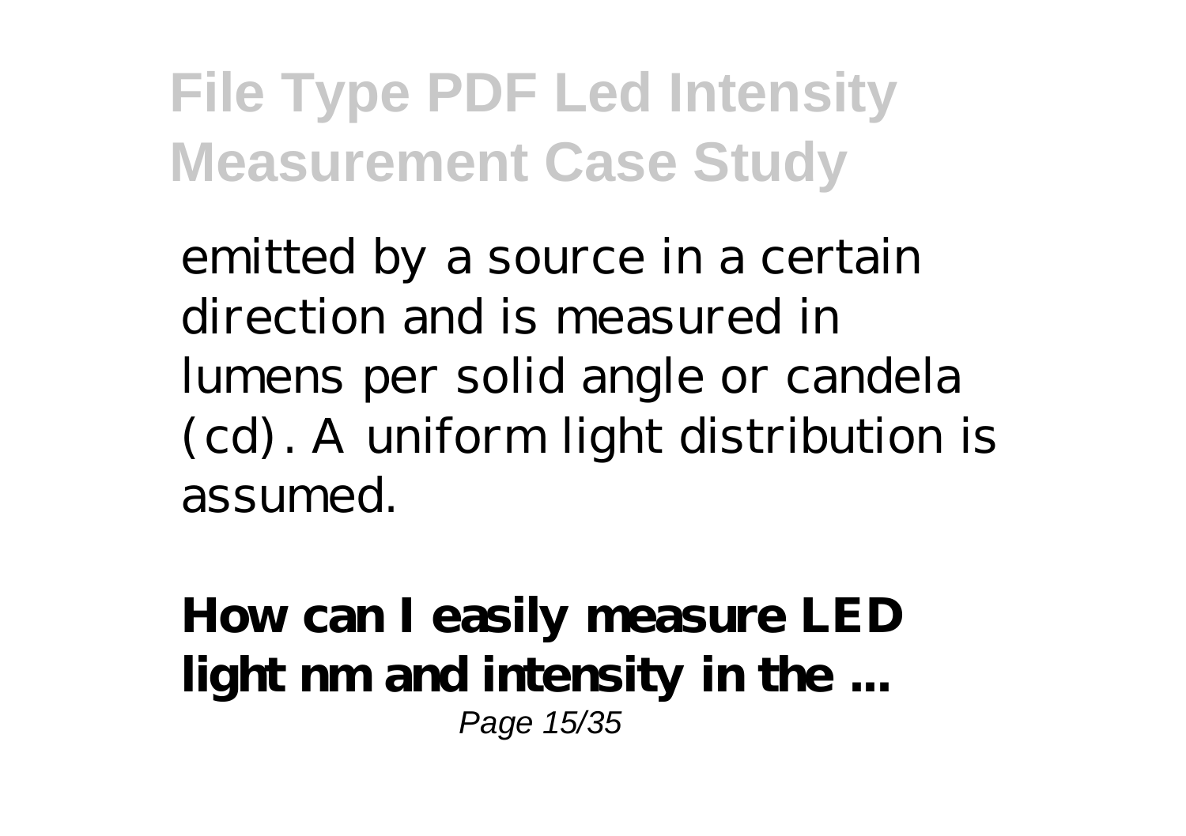emitted by a source in a certain direction and is measured in lumens per solid angle or candela (cd). A uniform light distribution is assumed.

**How can I easily measure LED light nm and intensity in the ...**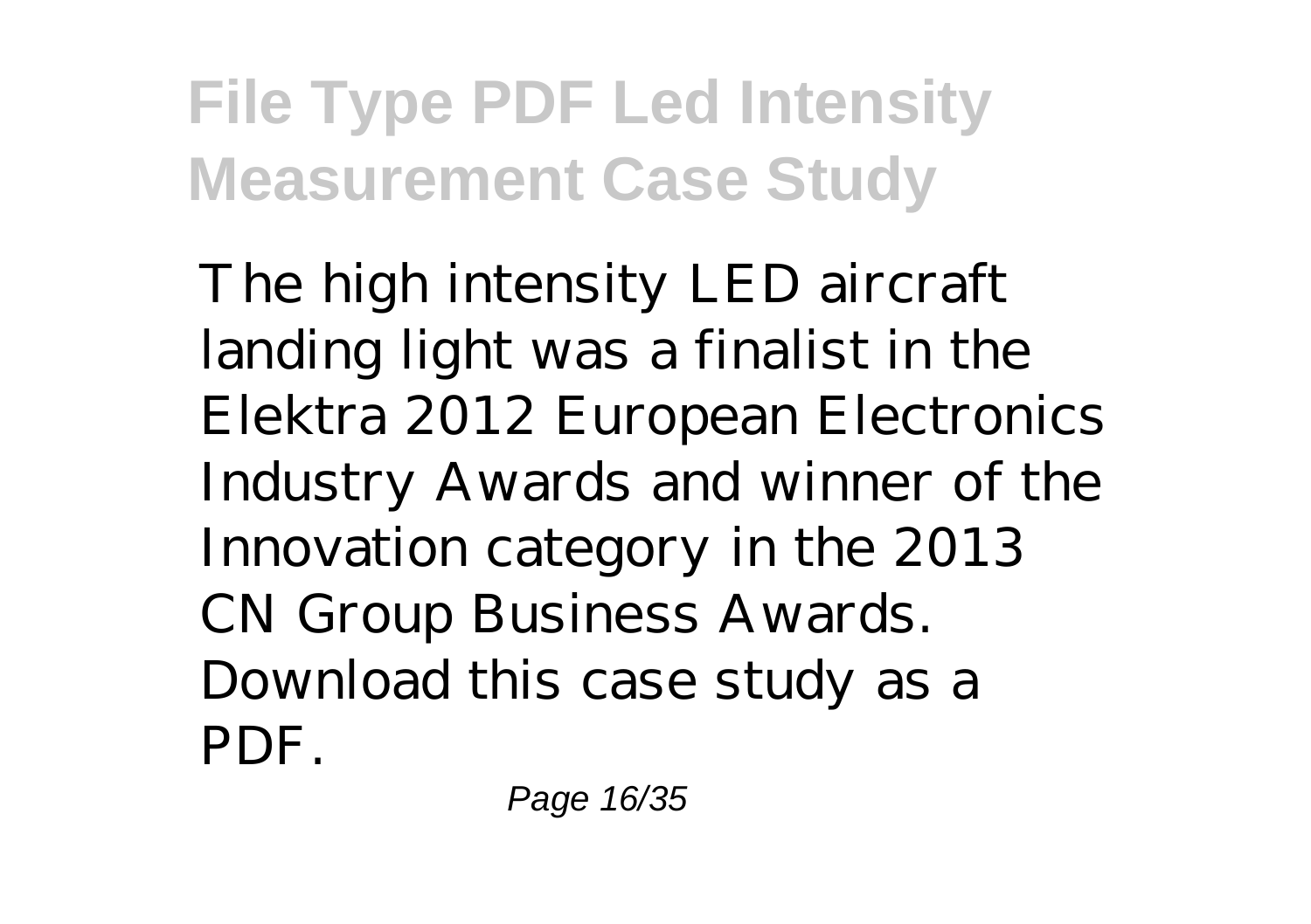The high intensity LED aircraft landing light was a finalist in the Elektra 2012 European Electronics Industry Awards and winner of the Innovation category in the 2013 CN Group Business Awards. Download this case study as a PDF.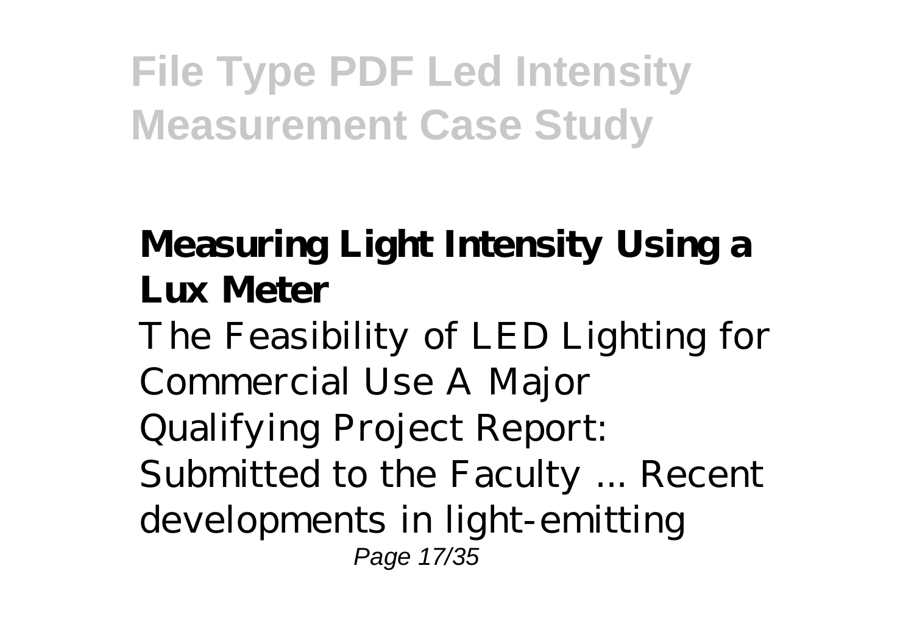## Measuring Light Intensity Using a Lux Meter

The Feasibility of LED Lighting for Commercial Use A Major Qualifying Project Report: Submitted to the Faculty ... Recent developments in light-emitting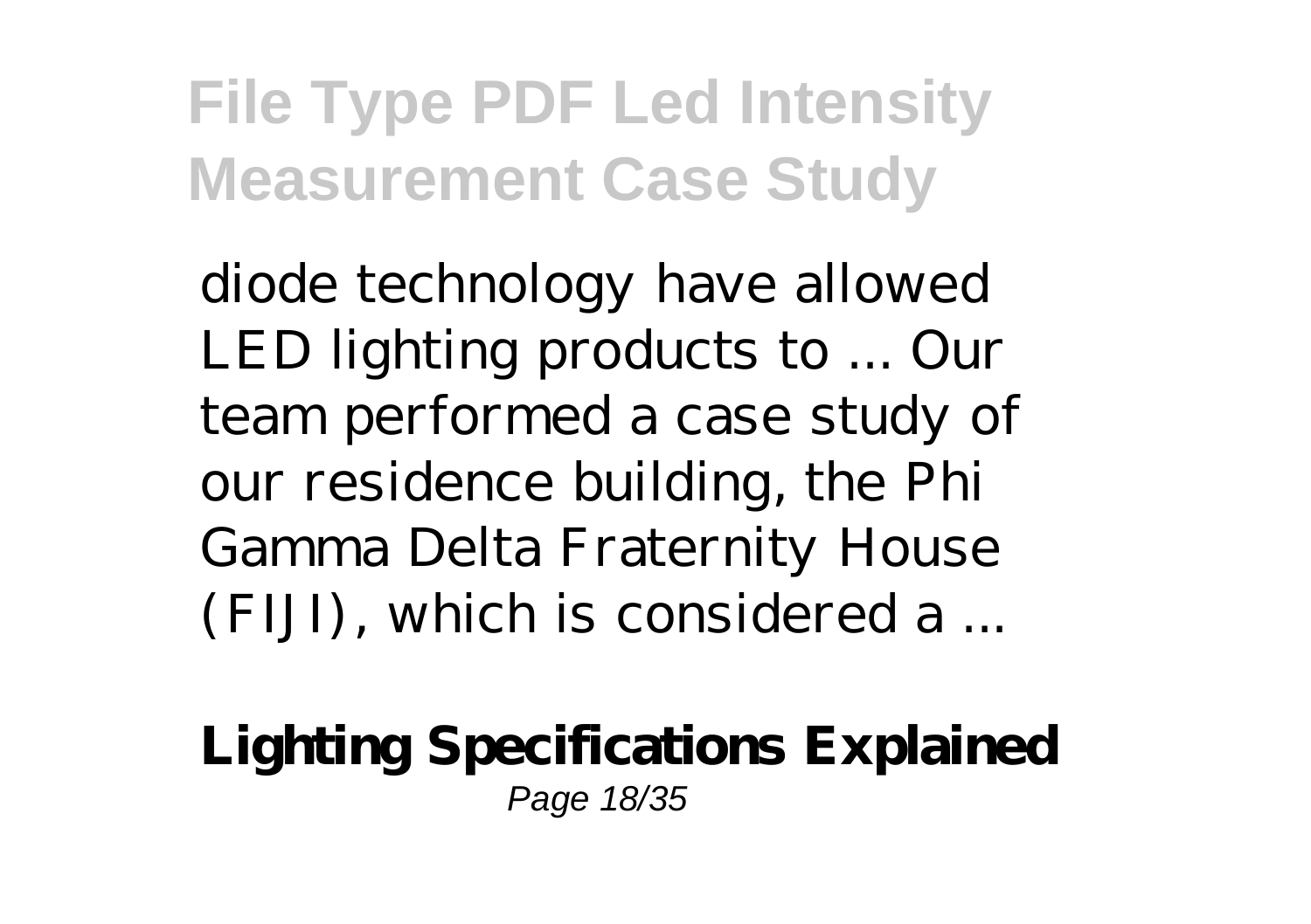diode technology have allowed LED lighting products to ... Our team performed a case study of our residence building, the Phi Gamma Delta Fraternity House (FIJI), which is considered a ...

**Lighting Specifications Explained**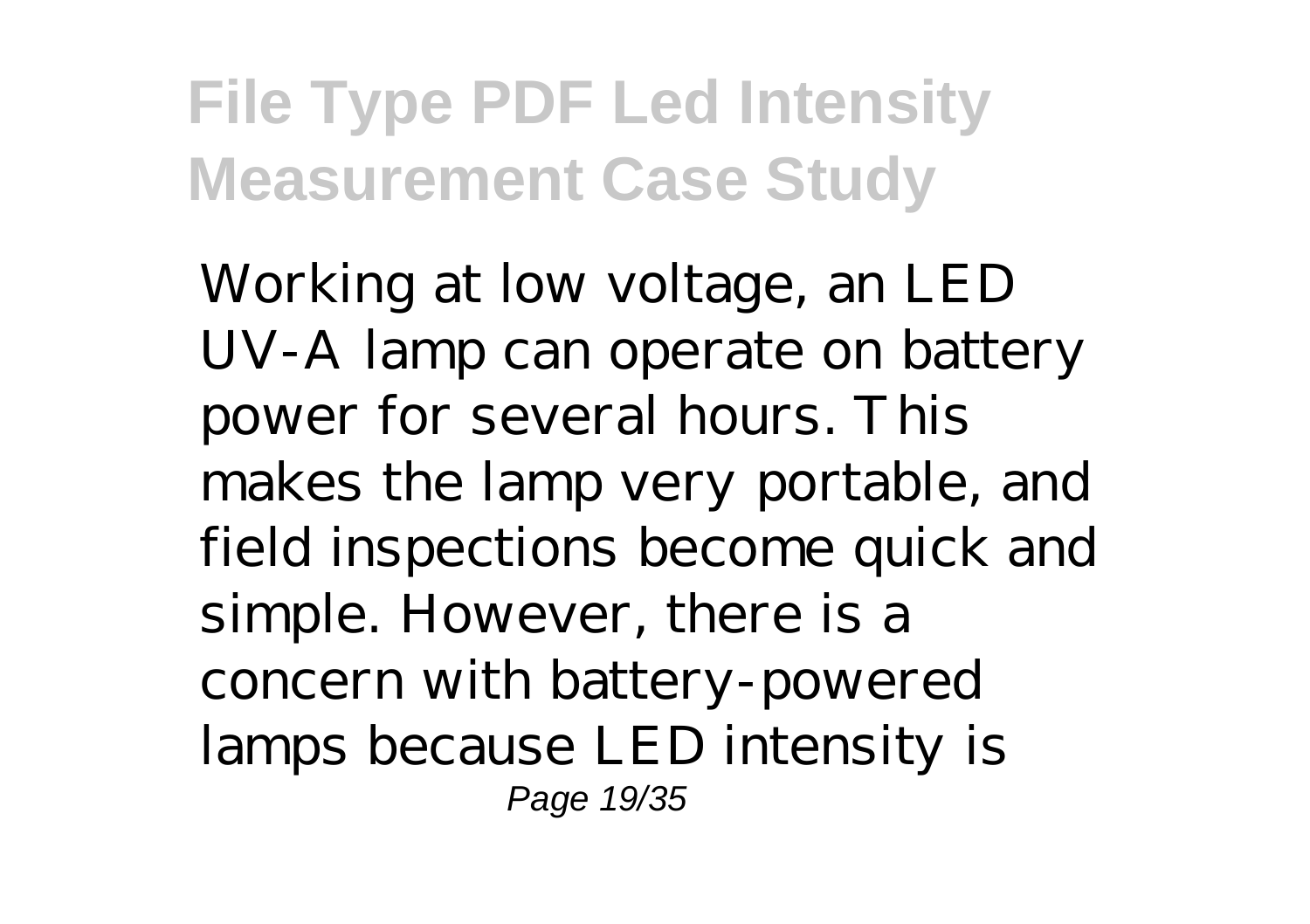Working at low voltage, an LED UV-A lamp can operate on battery power for several hours. This makes the lamp very portable, and field inspections become quick and simple. However, there is a concern with battery-powered lamps because LED intensity is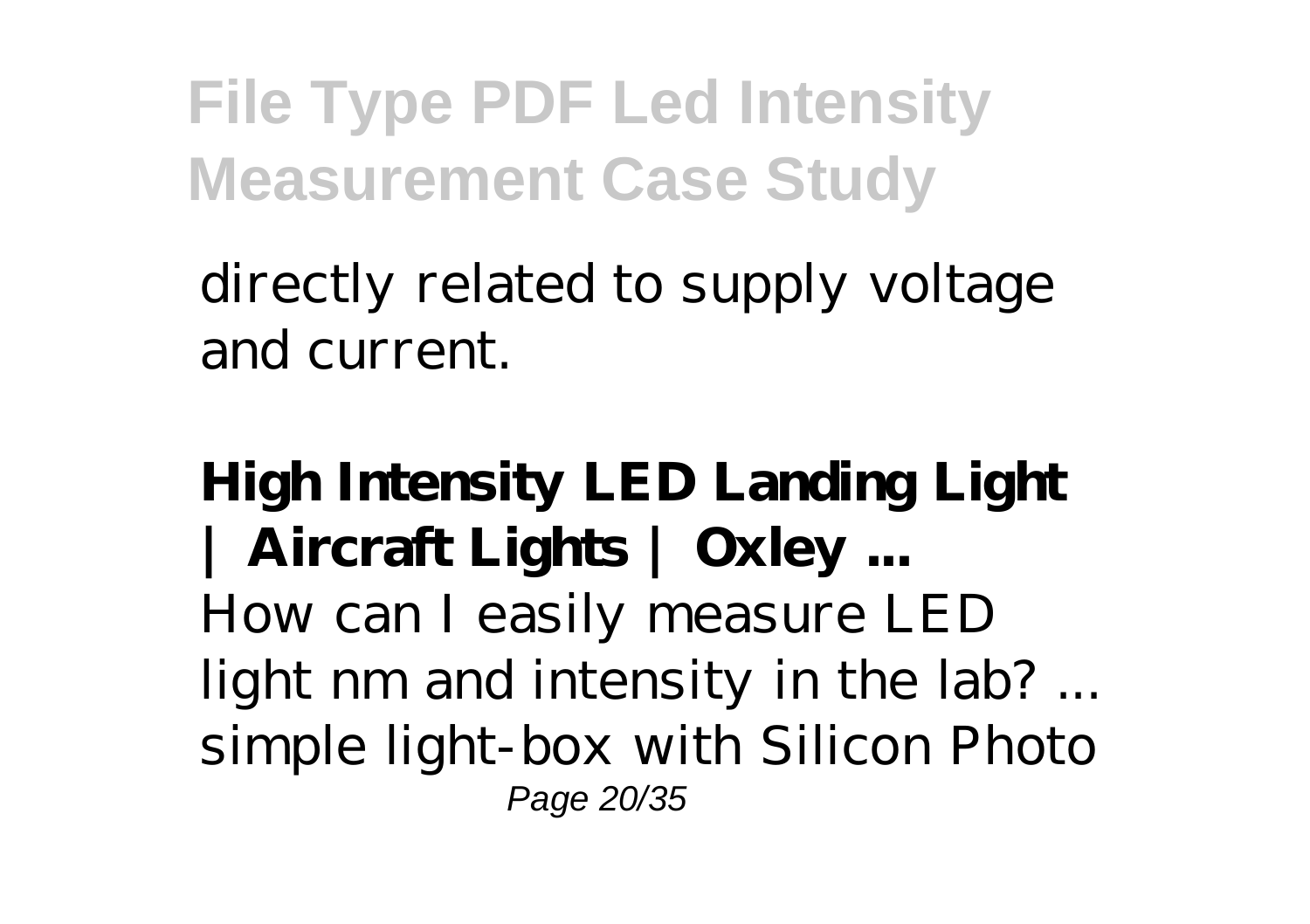directly related to supply voltage and current.

**High Intensity LED Landing Light | Aircraft Lights | Oxley ...**
How can I easily measure LED light nm and intensity in the lab? ... simple light-box with Silicon Photo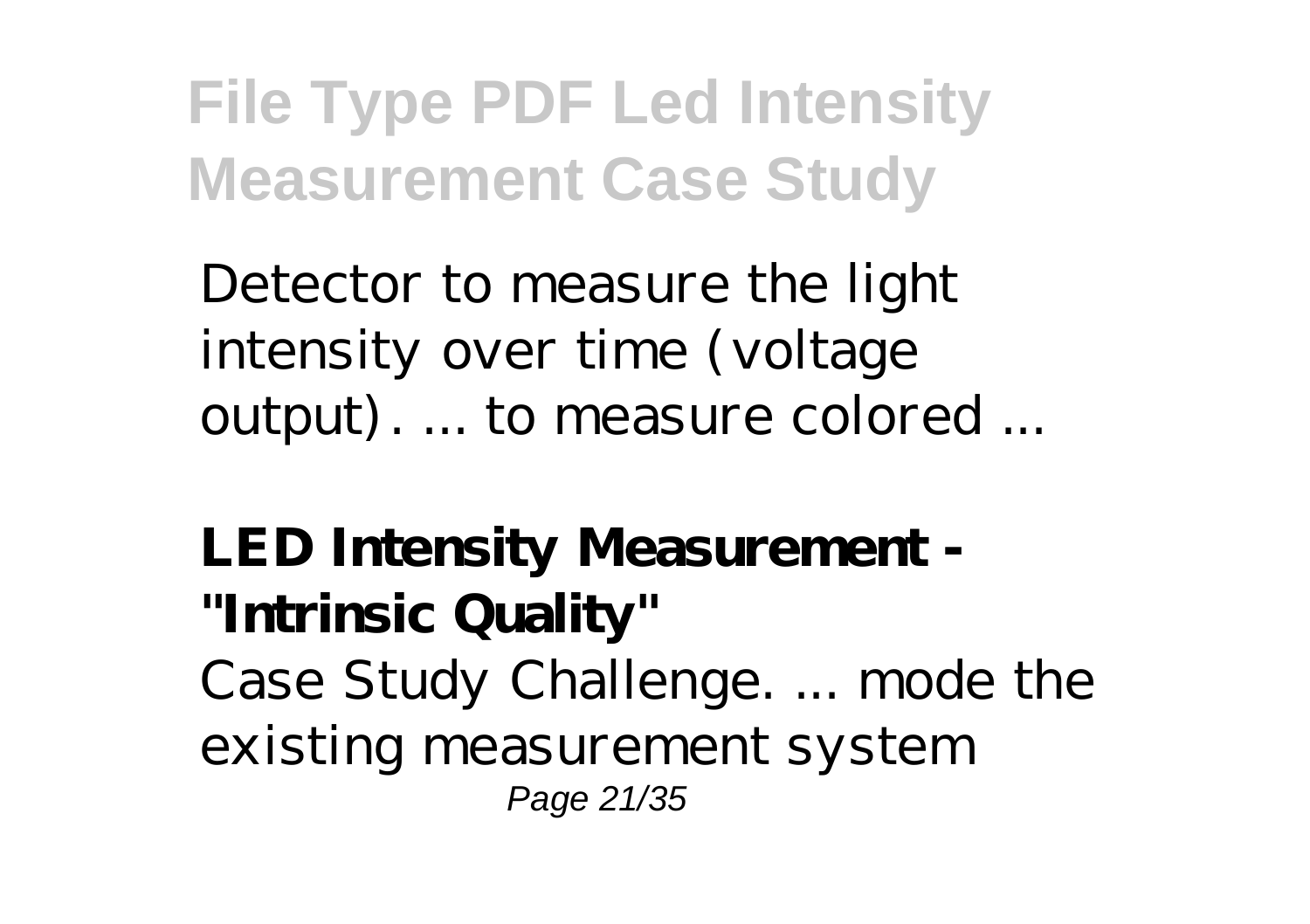Detector to measure the light intensity over time (voltage output). ... to measure colored ...

**LED Intensity Measurement - "Intrinsic Quality"**

Case Study Challenge. ... mode the existing measurement system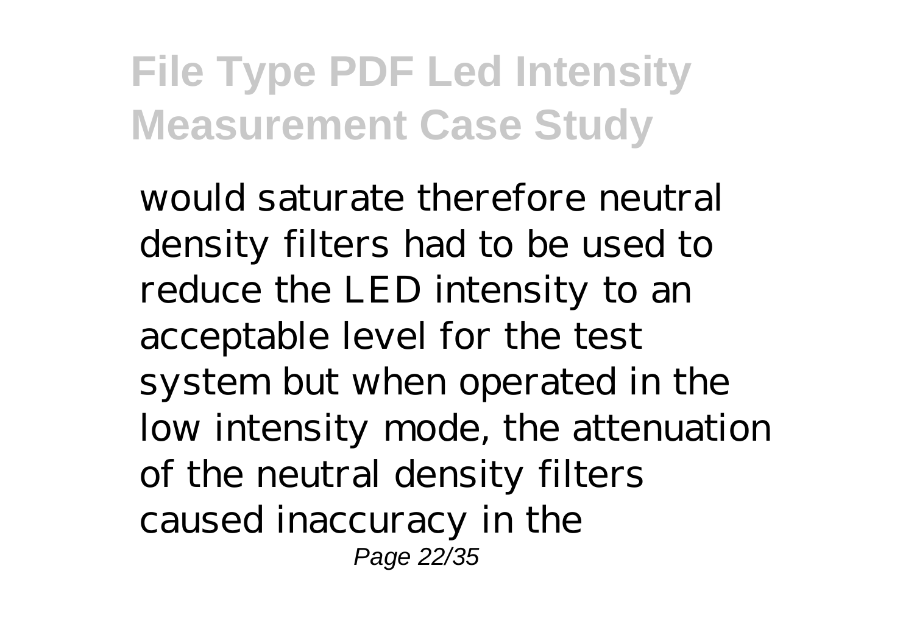would saturate therefore neutral density filters had to be used to reduce the LED intensity to an acceptable level for the test system but when operated in the low intensity mode, the attenuation of the neutral density filters caused inaccuracy in the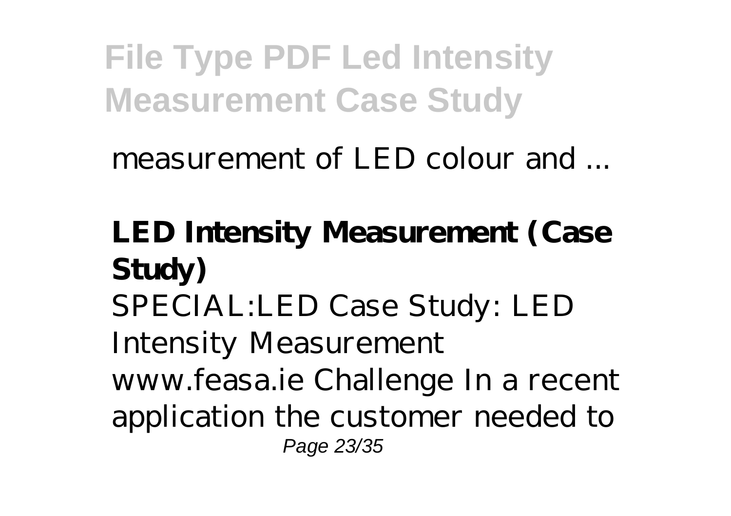measurement of LED colour and ...

**LED Intensity Measurement (Case Study)**

SPECIAL:LED Case Study: LED Intensity Measurement www.feasa.ie Challenge In a recent application the customer needed to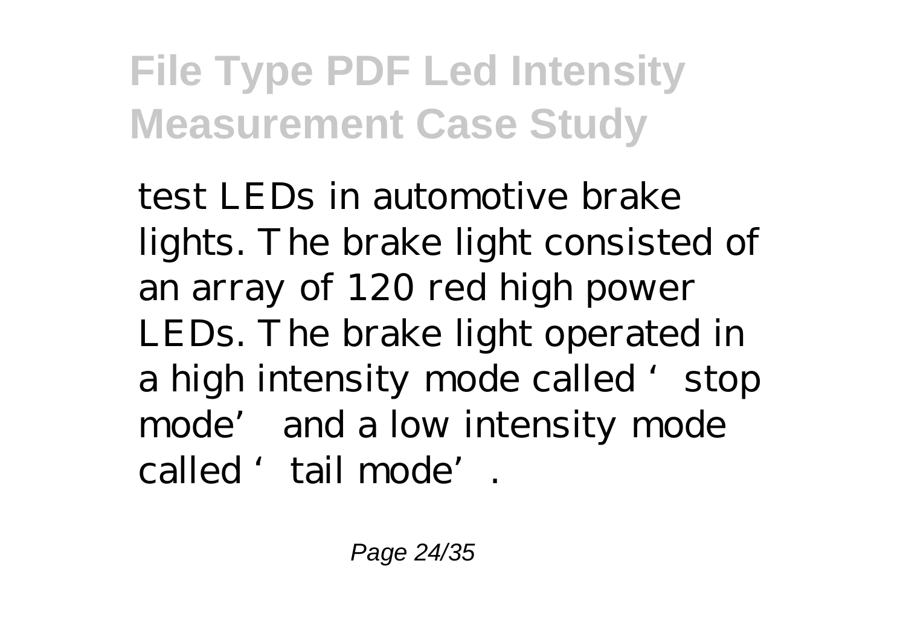test LEDs in automotive brake lights. The brake light consisted of an array of 120 red high power LEDs. The brake light operated in a high intensity mode called 'stop mode' and a low intensity mode called 'tail mode'.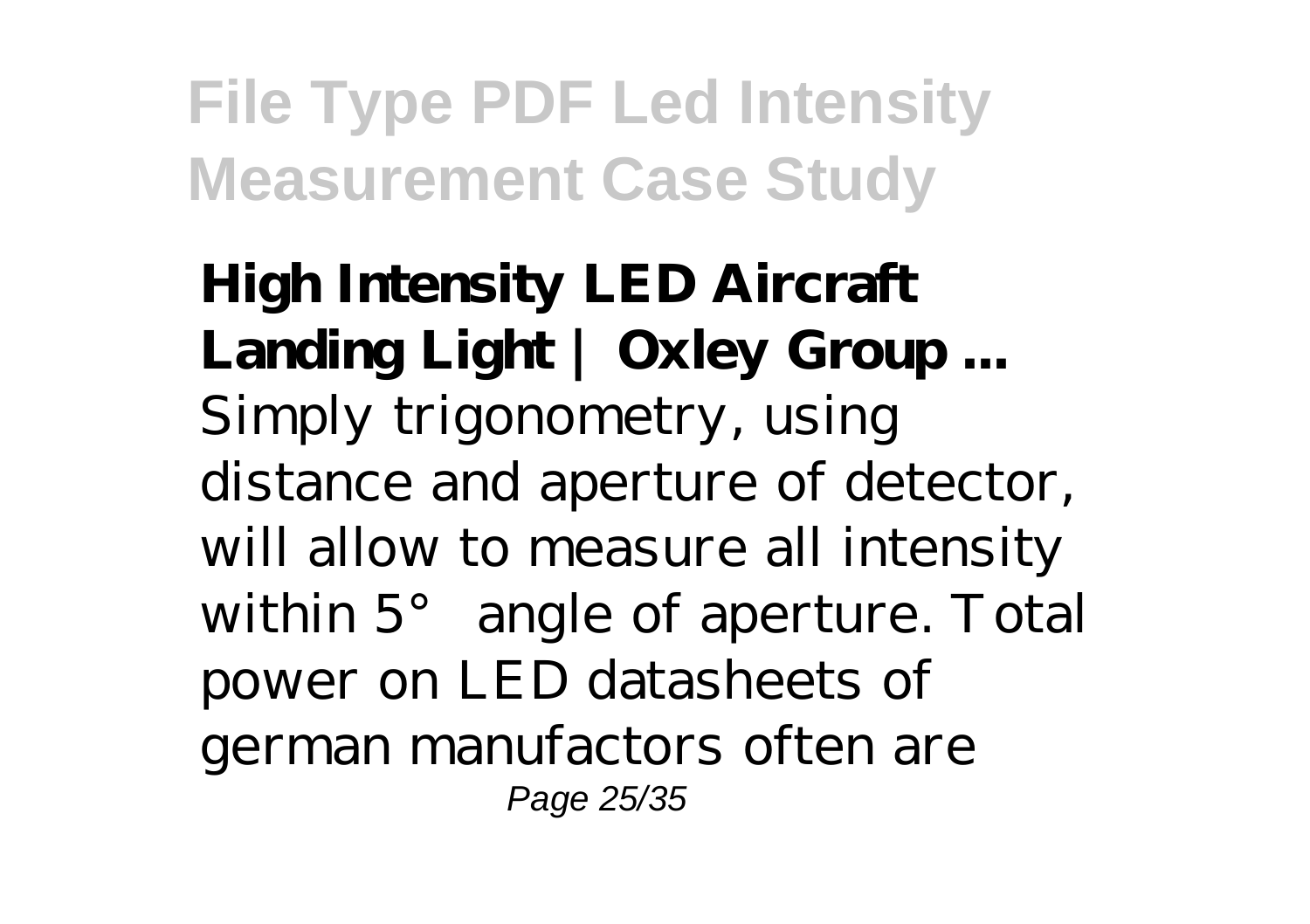**High Intensity LED Aircraft Landing Light | Oxley Group ...**

Simply trigonometry, using distance and aperture of detector, will allow to measure all intensity within 5° angle of aperture. Total power on LED datasheets of german manufactors often are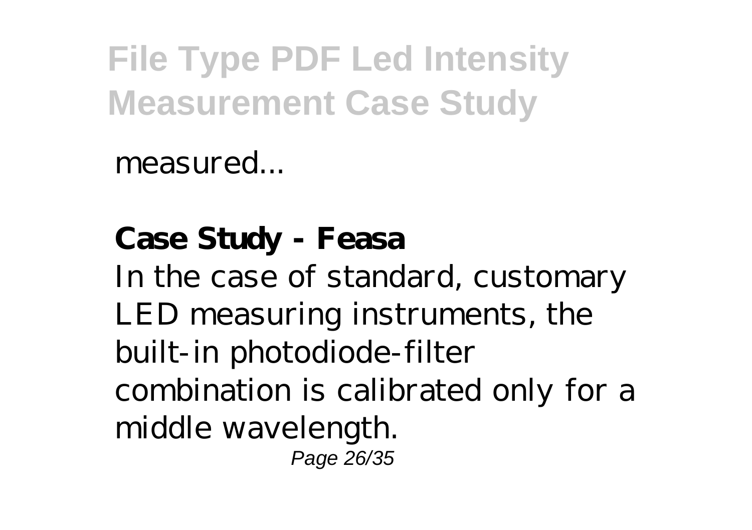measured...

**Case Study - Feasa**

In the case of standard, customary LED measuring instruments, the built-in photodiode-filter combination is calibrated only for a middle wavelength.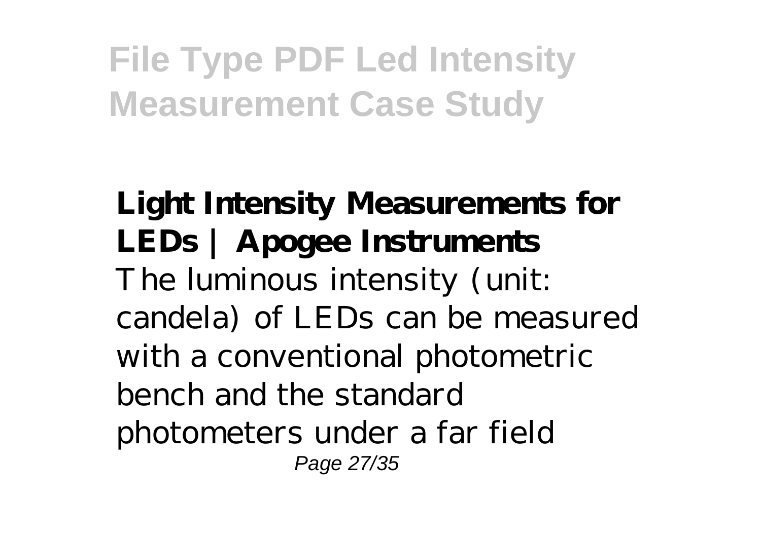**Light Intensity Measurements for LEDs | Apogee Instruments**

The luminous intensity (unit: candela) of LEDs can be measured with a conventional photometric bench and the standard photometers under a far field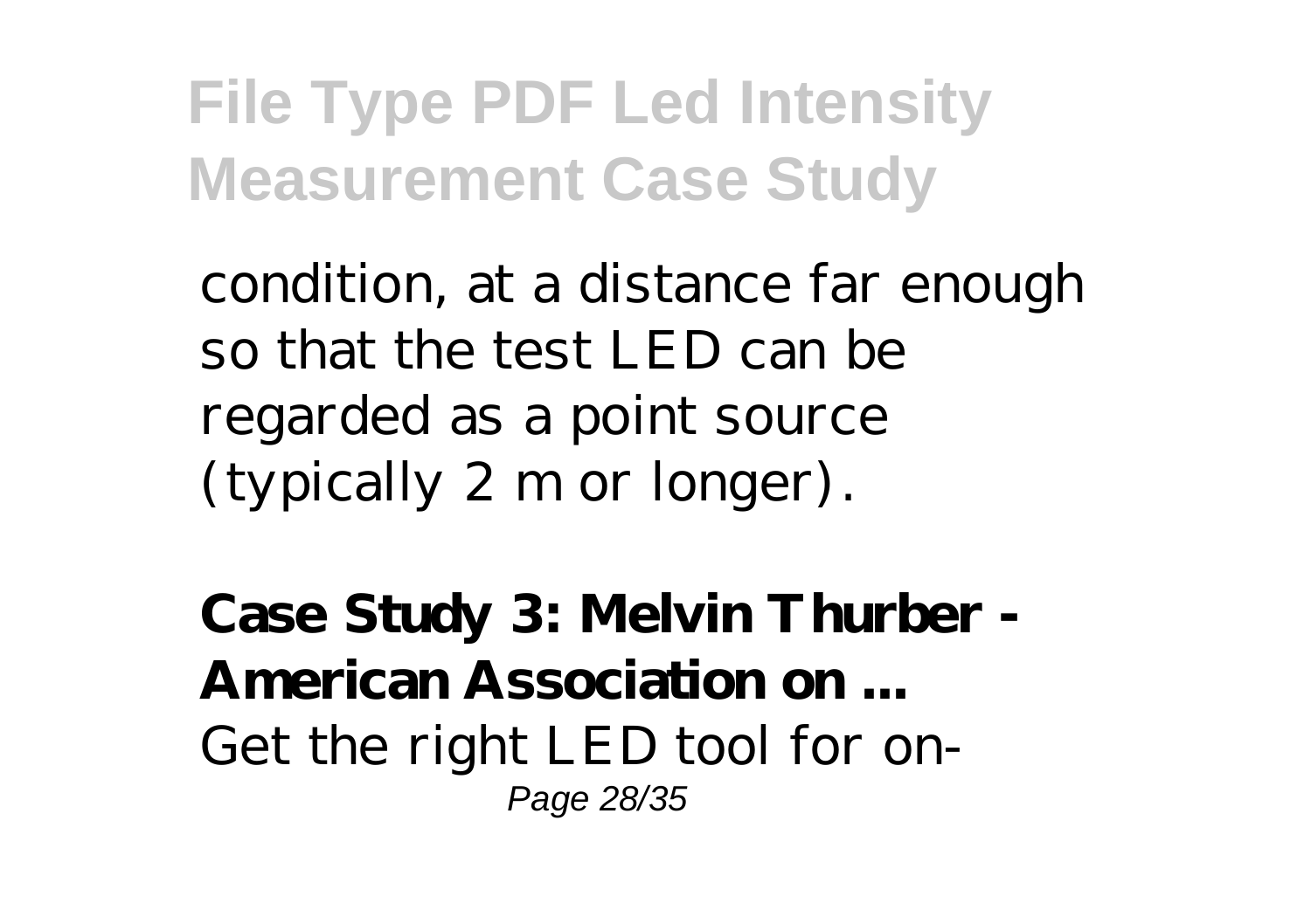condition, at a distance far enough so that the test LED can be regarded as a point source (typically 2 m or longer).

**Case Study 3: Melvin Thurber - American Association on ...**

Get the right LED tool for on-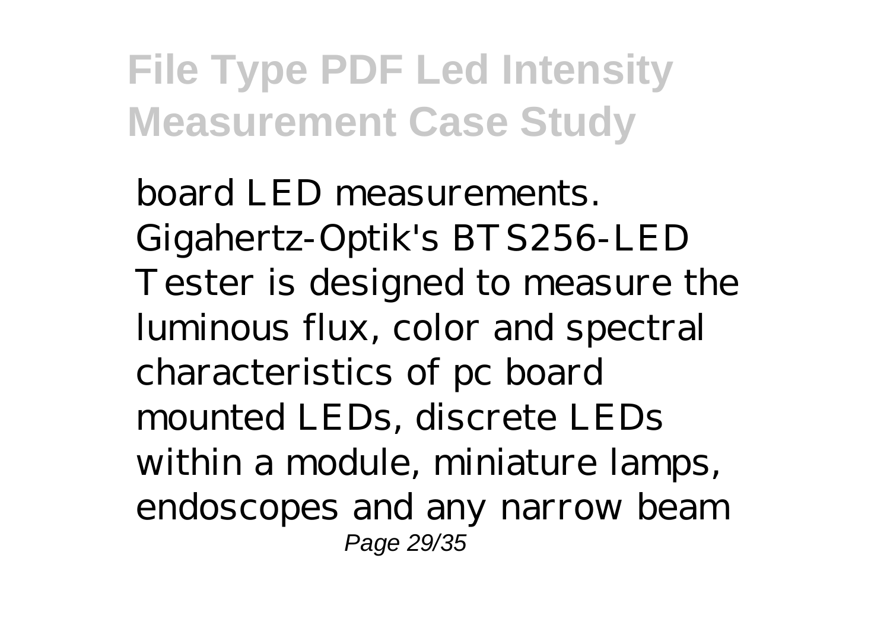board LED measurements. Gigahertz-Optik's BTS256-LED Tester is designed to measure the luminous flux, color and spectral characteristics of pc board mounted LEDs, discrete LEDs within a module, miniature lamps, endoscopes and any narrow beam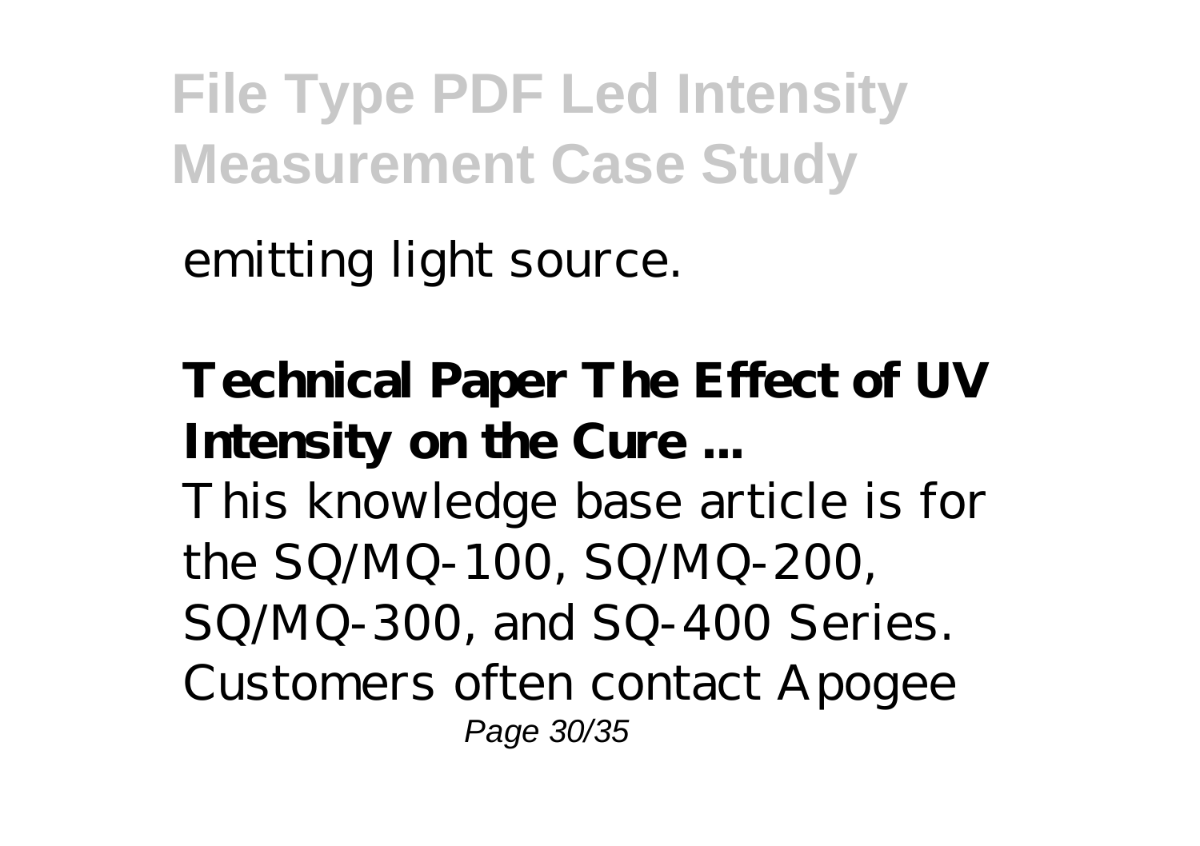emitting light source.

**Technical Paper The Effect of UV Intensity on the Cure ...**

This knowledge base article is for the SQ/MQ-100, SQ/MQ-200, SQ/MQ-300, and SQ-400 Series. Customers often contact Apogee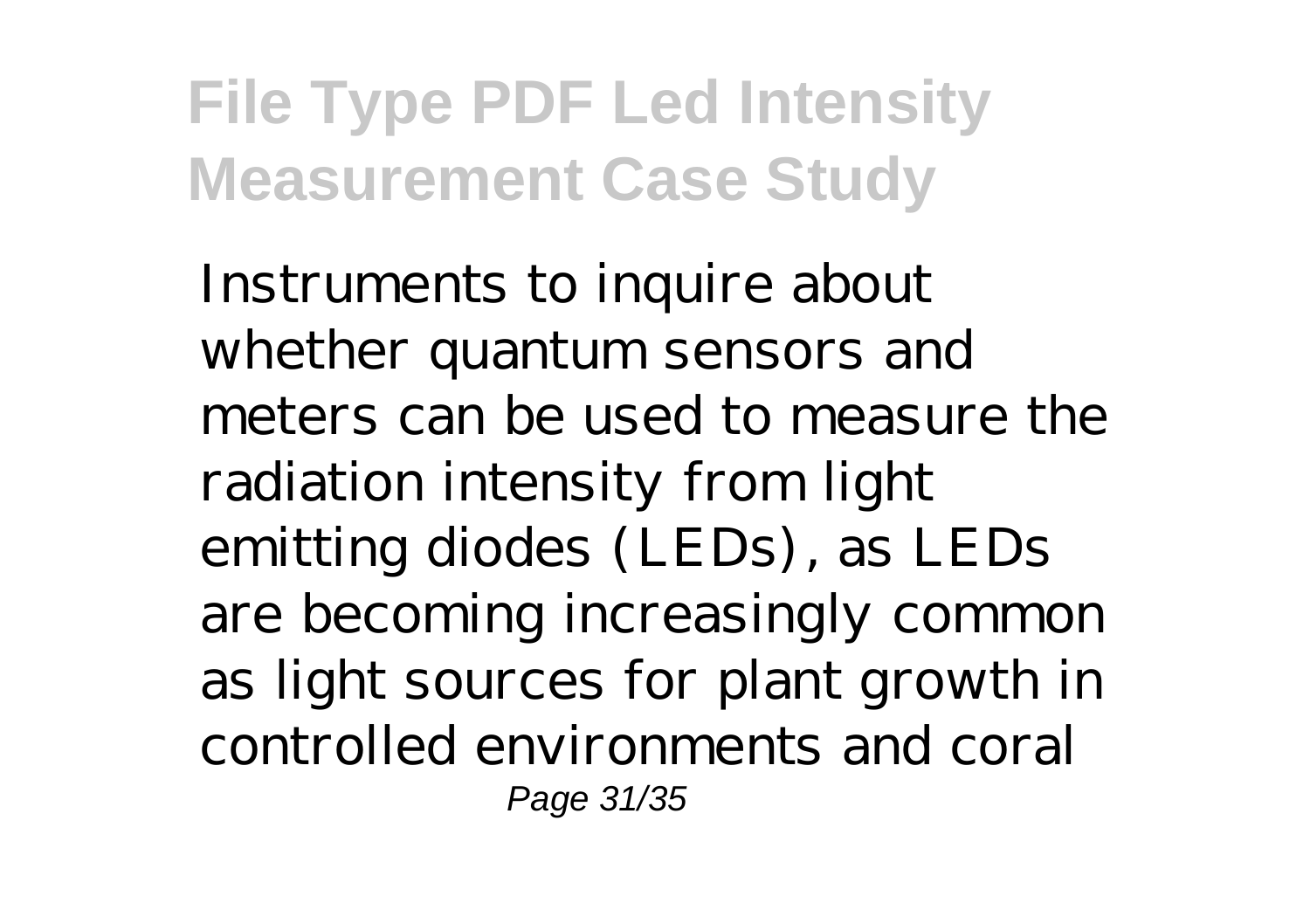Instruments to inquire about whether quantum sensors and meters can be used to measure the radiation intensity from light emitting diodes (LEDs), as LEDs are becoming increasingly common as light sources for plant growth in controlled environments and coral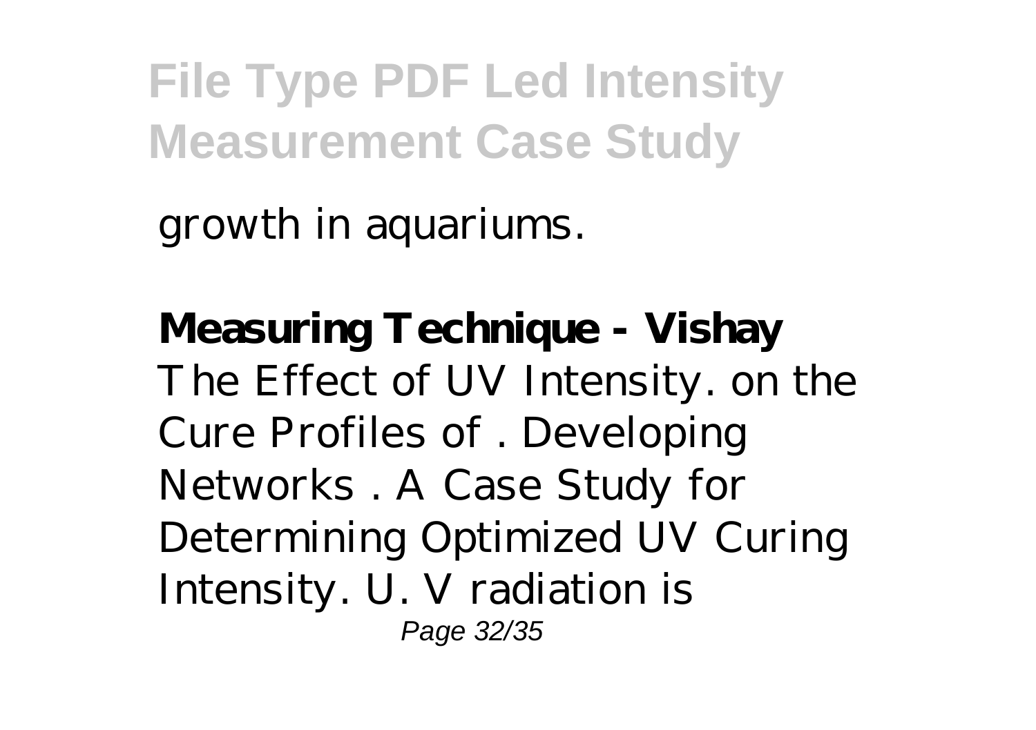growth in aquariums.

**Measuring Technique - Vishay**

The Effect of UV Intensity. on the Cure Profiles of . Developing Networks . A Case Study for Determining Optimized UV Curing Intensity. U. V radiation is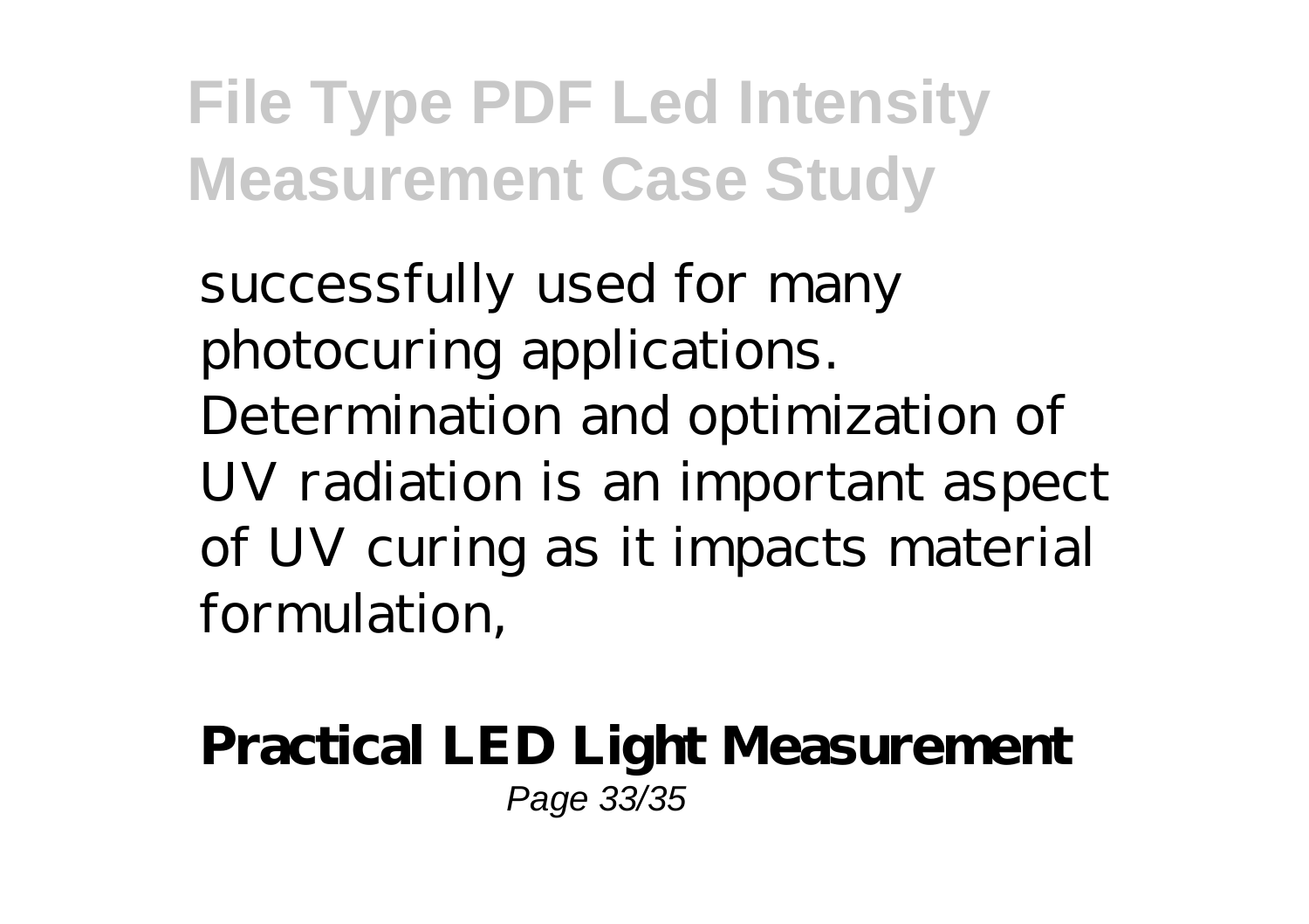successfully used for many photocuring applications. Determination and optimization of UV radiation is an important aspect of UV curing as it impacts material formulation,

**Practical LED Light Measurement**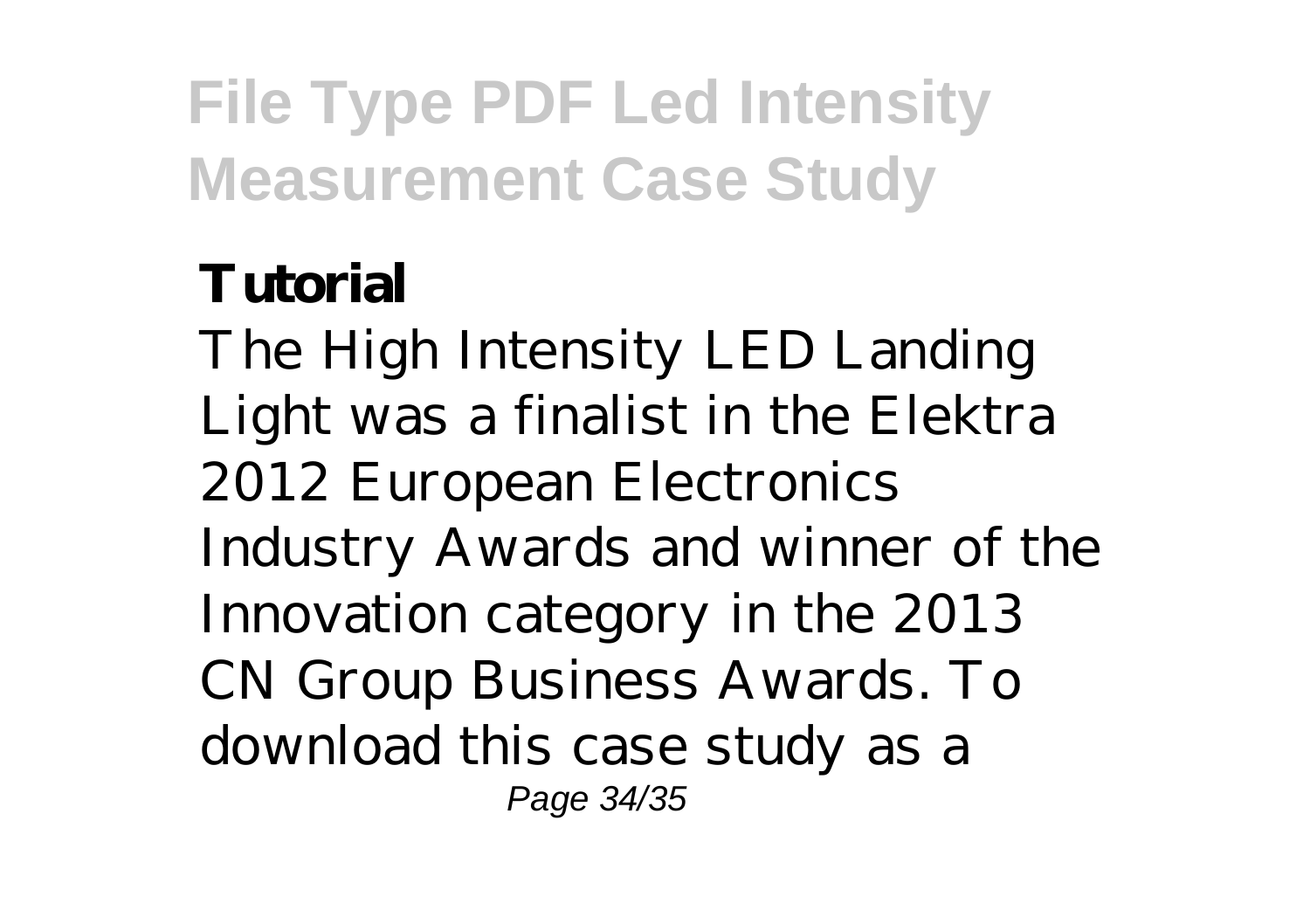**Tutorial**

The High Intensity LED Landing Light was a finalist in the Elektra 2012 European Electronics Industry Awards and winner of the Innovation category in the 2013 CN Group Business Awards. To download this case study as a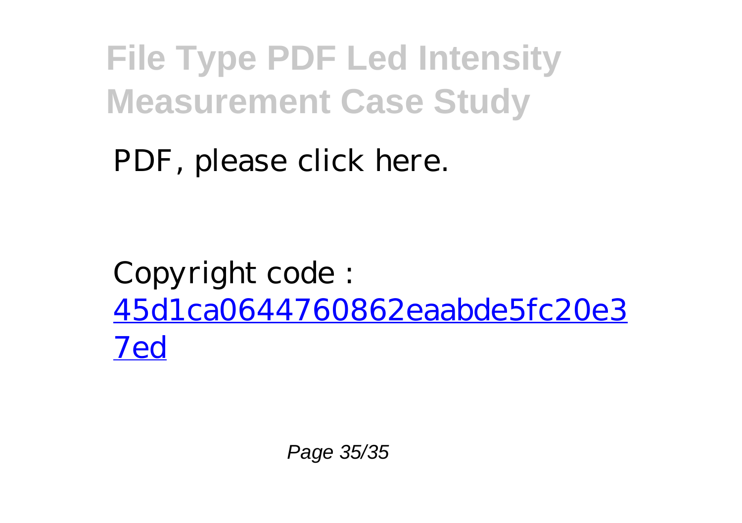PDF, please click here.

Copyright code : 45d1ca0644760862eaabde5fc20e37ed